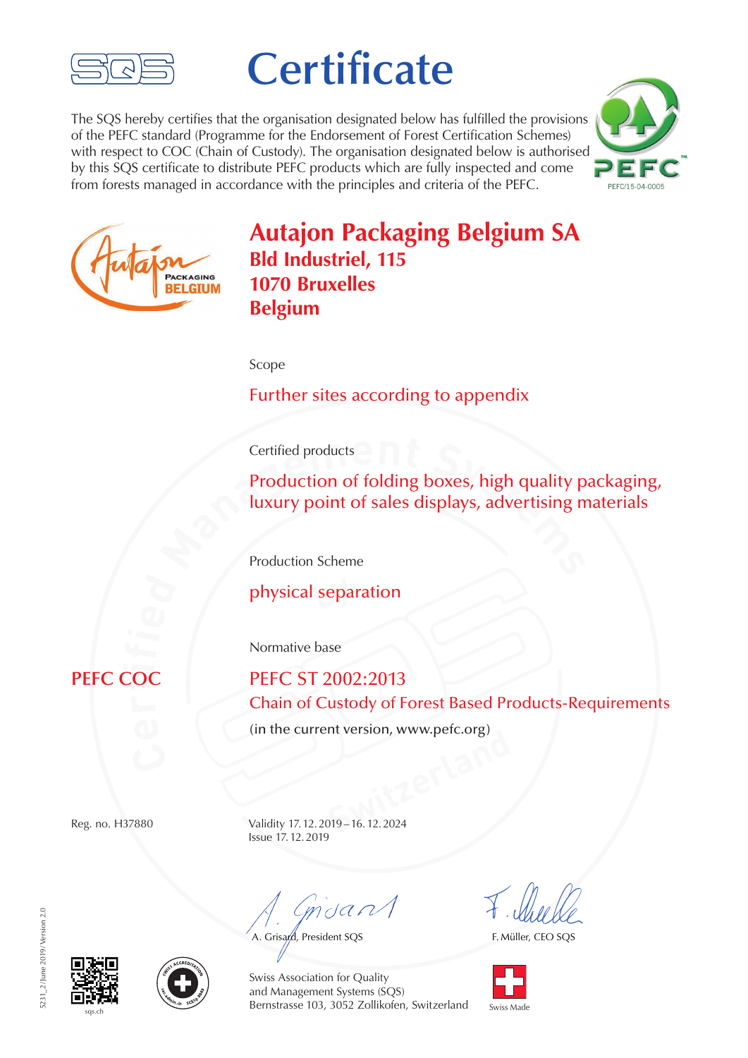# Certificate

The SQS hereby certifies that the organisation designated below has fulfilled the provisions of the PEFC standard (Programme for the Endorsement of Forest Certification Schemes) with respect to COC (Chain of Custody). The organisation designated below is authorised by this SQS certificate to distribute PEFC products which are fully inspected and come from forests managed in accordance with the principles and criteria of the PEFC.

PEFC/15-04-0005

## Autajon Packaging Belgium SA
**Bld Industriel, 115**
**1070 Bruxelles**
**Belgium**

Scope

Further sites according to appendix

Certified products

Production of folding boxes, high quality packaging, luxury point of sales displays, advertising materials

Production Scheme

physical separation

Normative base

**PEFC COC**

PEFC ST 2002:2013
Chain of Custody of Forest Based Products-Requirements
(in the current version, www.pefc.org)

Reg. no. H37880

Validity 17. 12. 2019 – 16. 12. 2024
Issue 17. 12. 2019

A. Grisard, President SQS

F. Müller, CEO SQS

Swiss Association for Quality and Management Systems (SQS)
Bernstrasse 103, 3052 Zollikofen, Switzerland

Swiss Made

sqs.ch

5231_2/June 2019/Version 2.0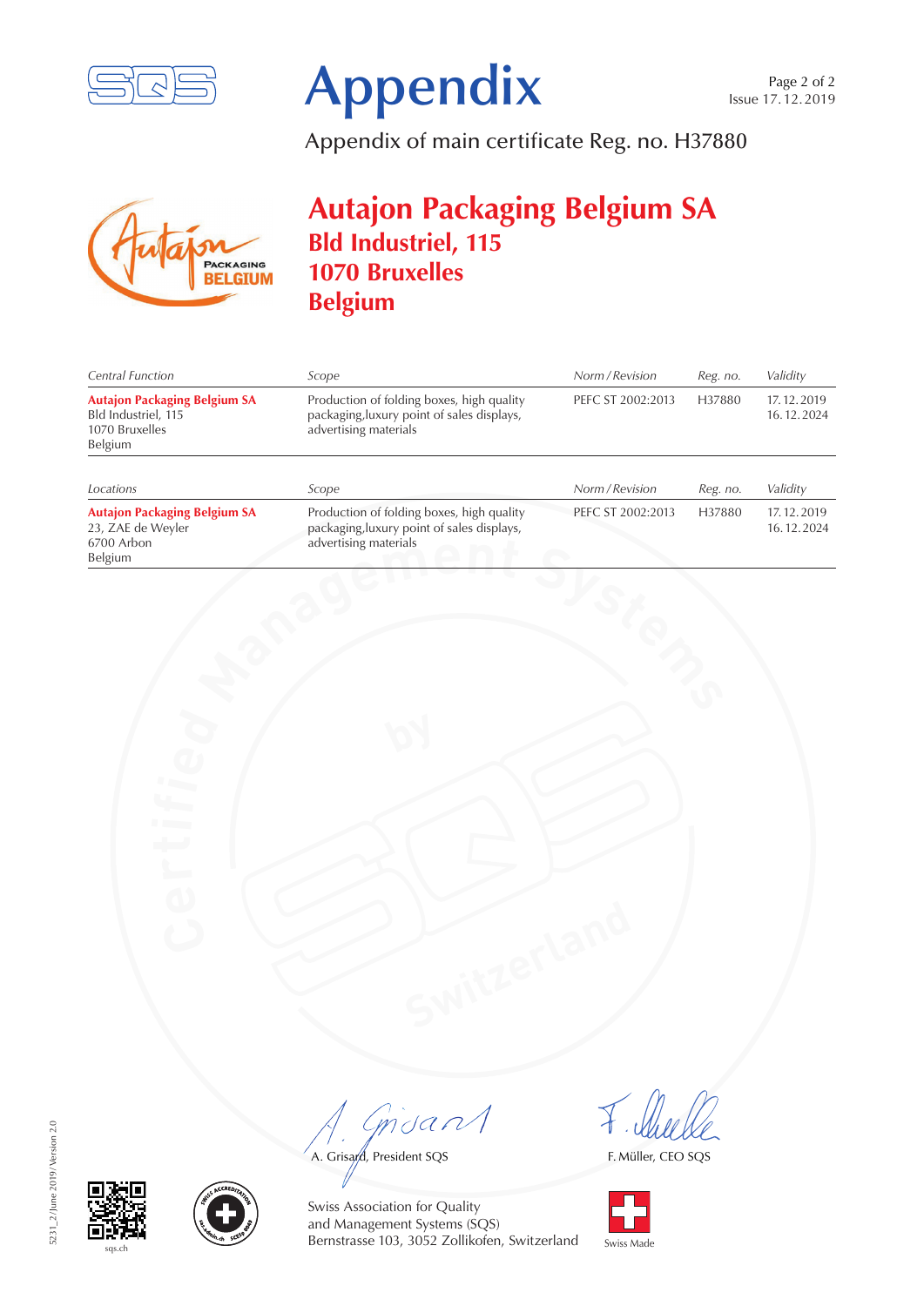# Appendix

Issue 17. 12. 2019

Appendix of main certificate Reg. no. H37880

## Autajon Packaging Belgium SA
### Bld Industriel, 115
### 1070 Bruxelles
### Belgium

| *Central Function* | *Scope* | *Norm / Revision* | *Reg. no.* | *Validity* |
|---|---|---|---|---|
| **Autajon Packaging Belgium SA** Bld Industriel, 115 1070 Bruxelles Belgium | Production of folding boxes, high quality packaging,luxury point of sales displays, advertising materials | PEFC ST 2002:2013 | H37880 | 17. 12. 2019 16. 12. 2024 |

| *Locations* | *Scope* | *Norm / Revision* | *Reg. no.* | *Validity* |
|---|---|---|---|---|
| **Autajon Packaging Belgium SA** 23, ZAE de Weyler 6700 Arbon Belgium | Production of folding boxes, high quality packaging,luxury point of sales displays, advertising materials | PEFC ST 2002:2013 | H37880 | 17. 12. 2019 16. 12. 2024 |

A. Grisard, President SQS

F. Müller, CEO SQS

Swiss Association for Quality
and Management Systems (SQS)
Bernstrasse 103, 3052 Zollikofen, Switzerland

Swiss Made

sqs.ch

5231_2/June 2019/Version 2.0